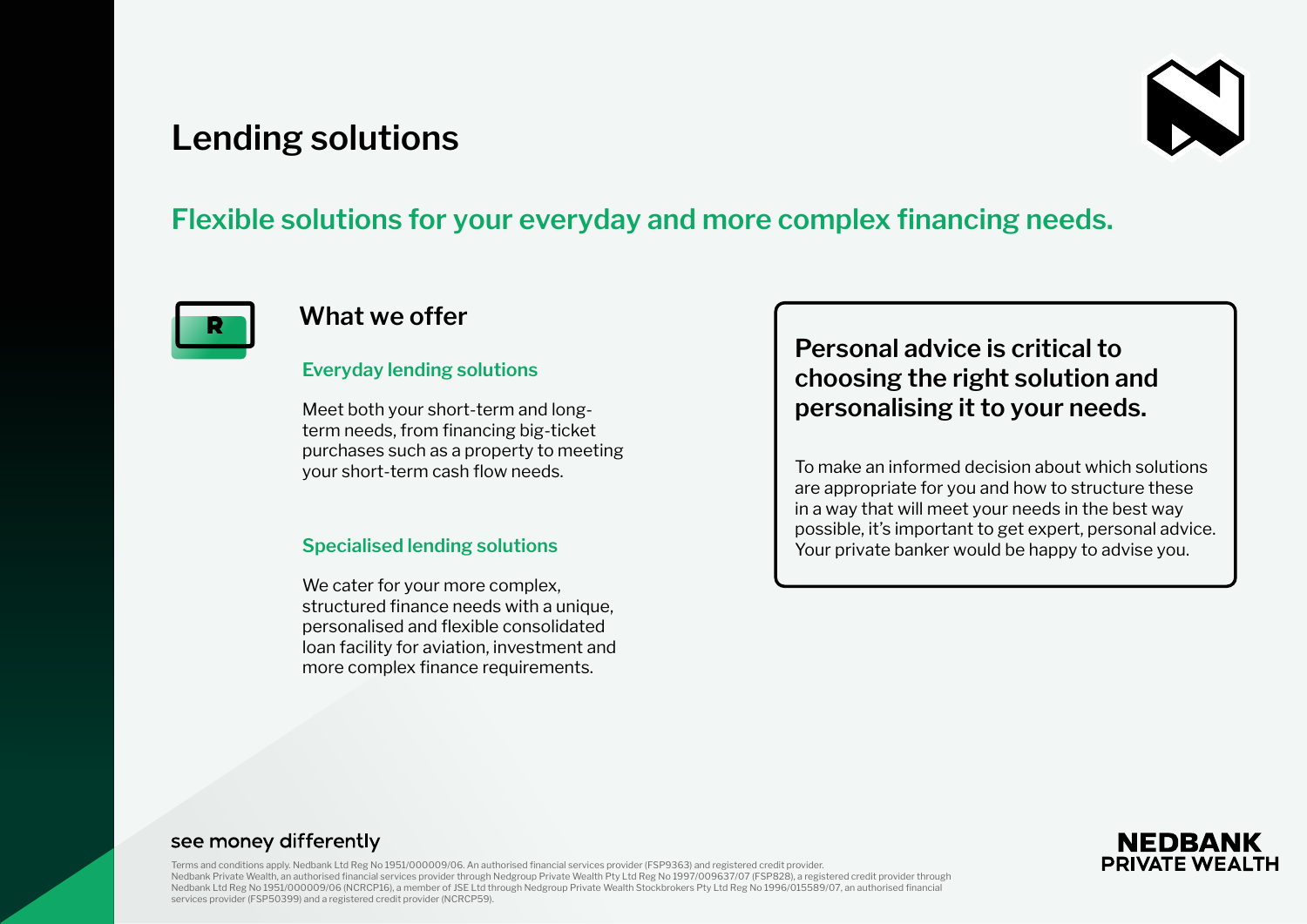# Lending solutions

## Flexible solutions for your everyday and more complex financing needs.

### What we offer

**Everyday lending solutions**

Meet both your short-term and long-term needs, from financing big-ticket purchases such as a property to meeting your short-term cash flow needs.

**Specialised lending solutions**

We cater for your more complex, structured finance needs with a unique, personalised and flexible consolidated loan facility for aviation, investment and more complex finance requirements.

### Personal advice is critical to choosing the right solution and personalising it to your needs.

To make an informed decision about which solutions are appropriate for you and how to structure these in a way that will meet your needs in the best way possible, it's important to get expert, personal advice. Your private banker would be happy to advise you.

see money differently

Terms and conditions apply. Nedbank Ltd Reg No 1951/000009/06. An authorised financial services provider (FSP9363) and registered credit provider.
Nedbank Private Wealth, an authorised financial services provider through Nedgroup Private Wealth Pty Ltd Reg No 1997/009637/07 (FSP828), a registered credit provider through Nedbank Ltd Reg No 1951/000009/06 (NCRCP16), a member of JSE Ltd through Nedgroup Private Wealth Stockbrokers Pty Ltd Reg No 1996/015589/07, an authorised financial services provider (FSP50399) and a registered credit provider (NCRCP59).

NEDBANK PRIVATE WEALTH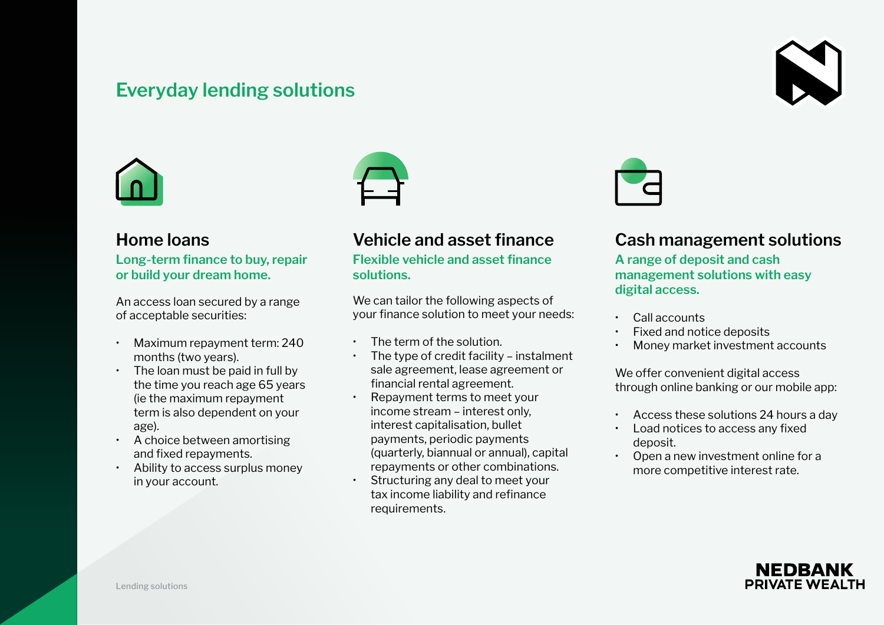# Everyday lending solutions

## Home loans

**Long-term finance to buy, repair or build your dream home.**

An access loan secured by a range of acceptable securities:

- Maximum repayment term: 240 months (two years).
- The loan must be paid in full by the time you reach age 65 years (ie the maximum repayment term is also dependent on your age).
- A choice between amortising and fixed repayments.
- Ability to access surplus money in your account.

## Vehicle and asset finance

**Flexible vehicle and asset finance solutions.**

We can tailor the following aspects of your finance solution to meet your needs:

- The term of the solution.
- The type of credit facility – instalment sale agreement, lease agreement or financial rental agreement.
- Repayment terms to meet your income stream – interest only, interest capitalisation, bullet payments, periodic payments (quarterly, biannual or annual), capital repayments or other combinations.
- Structuring any deal to meet your tax income liability and refinance requirements.

## Cash management solutions

**A range of deposit and cash management solutions with easy digital access.**

- Call accounts
- Fixed and notice deposits
- Money market investment accounts

We offer convenient digital access through online banking or our mobile app:

- Access these solutions 24 hours a day
- Load notices to access any fixed deposit.
- Open a new investment online for a more competitive interest rate.

NEDBANK PRIVATE WEALTH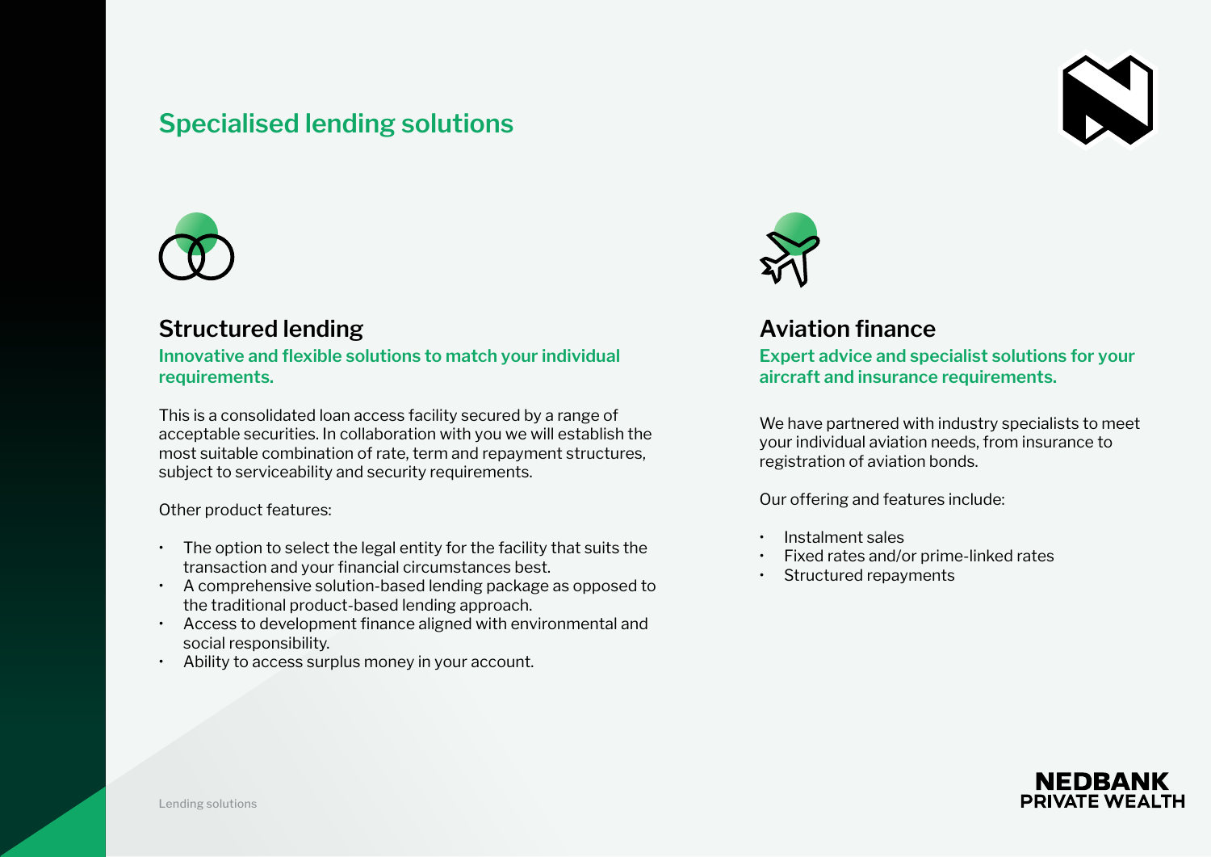# Specialised lending solutions

## Structured lending

**Innovative and flexible solutions to match your individual requirements.**

This is a consolidated loan access facility secured by a range of acceptable securities. In collaboration with you we will establish the most suitable combination of rate, term and repayment structures, subject to serviceability and security requirements.

Other product features:

- The option to select the legal entity for the facility that suits the transaction and your financial circumstances best.
- A comprehensive solution-based lending package as opposed to the traditional product-based lending approach.
- Access to development finance aligned with environmental and social responsibility.
- Ability to access surplus money in your account.

## Aviation finance

**Expert advice and specialist solutions for your aircraft and insurance requirements.**

We have partnered with industry specialists to meet your individual aviation needs, from insurance to registration of aviation bonds.

Our offering and features include:

- Instalment sales
- Fixed rates and/or prime-linked rates
- Structured repayments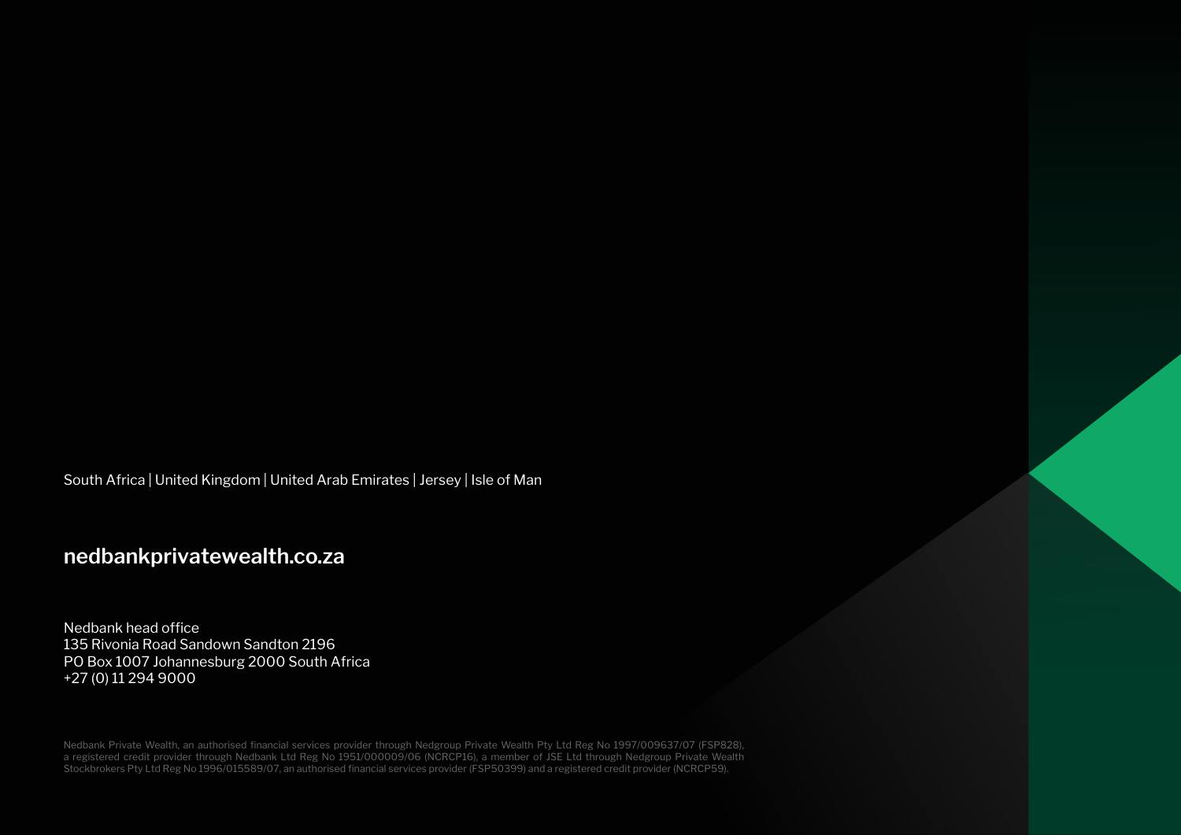South Africa | United Kingdom | United Arab Emirates | Jersey | Isle of Man

**nedbankprivatewealth.co.za**

Nedbank head office
135 Rivonia Road Sandown Sandton 2196
PO Box 1007 Johannesburg 2000 South Africa
+27 (0) 11 294 9000

Nedbank Private Wealth, an authorised financial services provider through Nedgroup Private Wealth Pty Ltd Reg No 1997/009637/07 (FSP828), a registered credit provider through Nedbank Ltd Reg No 1951/000009/06 (NCRCP16), a member of JSE Ltd through Nedgroup Private Wealth Stockbrokers Pty Ltd Reg No 1996/015589/07, an authorised financial services provider (FSP50399) and a registered credit provider (NCRCP59).